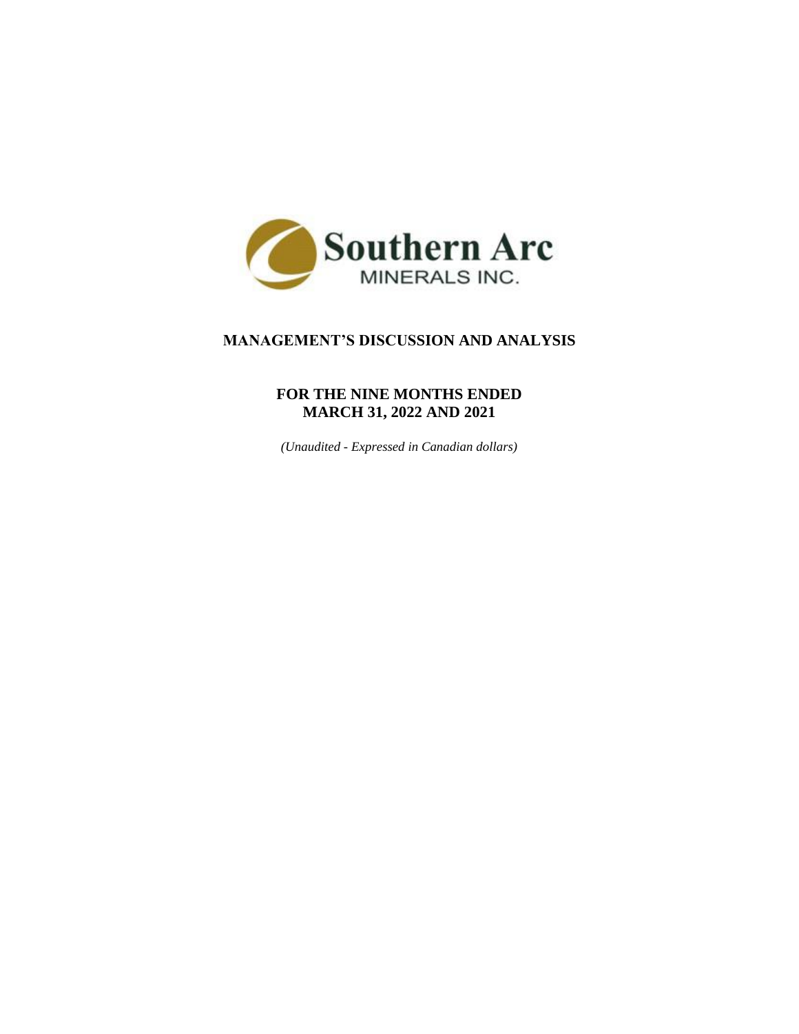Southern Arc

MINERALS INC.

# MANAGEMENT'S DISCUSSION AND ANALYSIS

## FOR THE NINE MONTHS ENDED MARCH 31, 2022 AND 2021

*(Unaudited - Expressed in Canadian dollars)*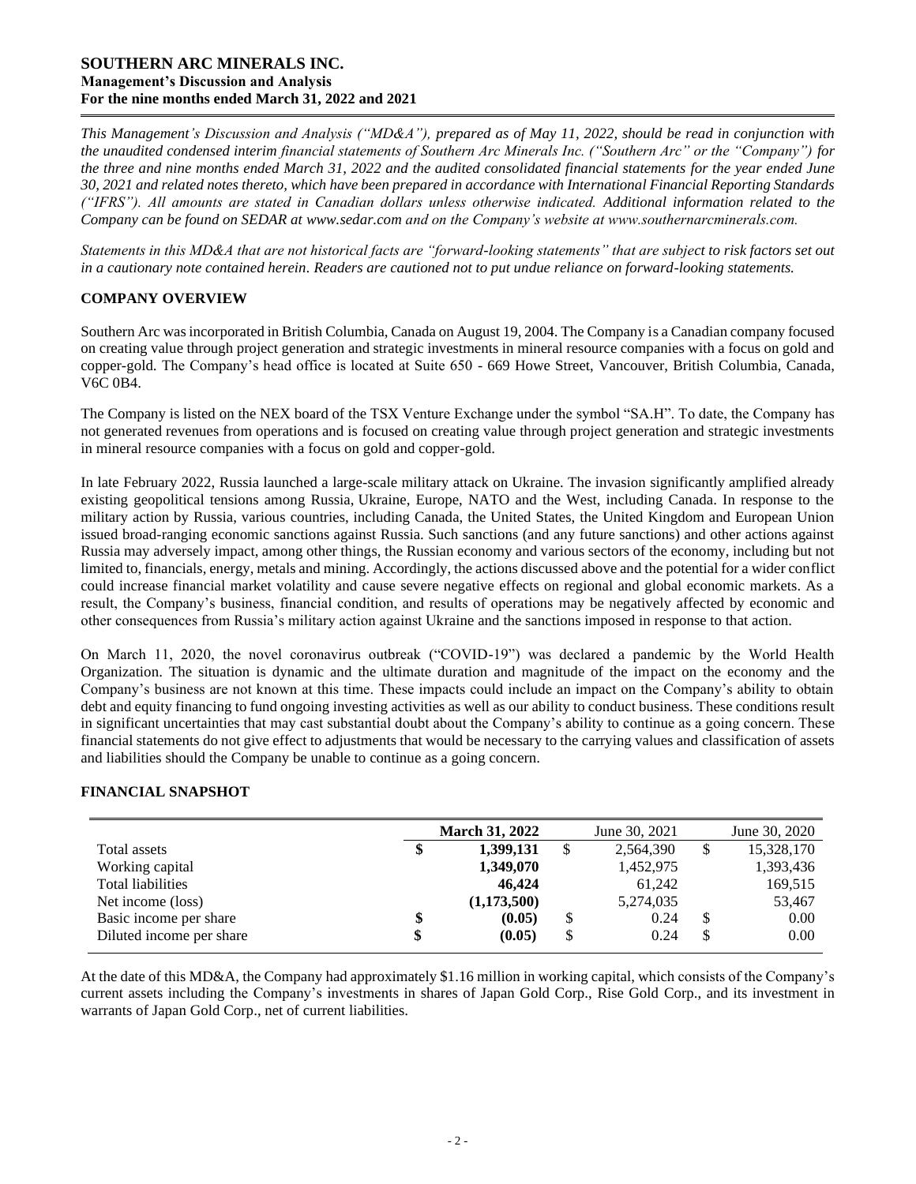*This Management's Discussion and Analysis ("MD&A"), prepared as of May 11, 2022, should be read in conjunction with the unaudited condensed interim financial statements of Southern Arc Minerals Inc. ("Southern Arc" or the "Company") for the three and nine months ended March 31, 2022 and the audited consolidated financial statements for the year ended June 30, 2021 and related notes thereto, which have been prepared in accordance with International Financial Reporting Standards ("IFRS"). All amounts are stated in Canadian dollars unless otherwise indicated. Additional information related to the Company can be found on SEDAR at www.sedar.com and on the Company's website at www.southernarcminerals.com.*

*Statements in this MD&A that are not historical facts are "forward-looking statements" that are subject to risk factors set out in a cautionary note contained herein. Readers are cautioned not to put undue reliance on forward-looking statements.*

## COMPANY OVERVIEW

Southern Arc was incorporated in British Columbia, Canada on August 19, 2004. The Company is a Canadian company focused on creating value through project generation and strategic investments in mineral resource companies with a focus on gold and copper-gold. The Company's head office is located at Suite 650 - 669 Howe Street, Vancouver, British Columbia, Canada, V6C 0B4.

The Company is listed on the NEX board of the TSX Venture Exchange under the symbol "SA.H". To date, the Company has not generated revenues from operations and is focused on creating value through project generation and strategic investments in mineral resource companies with a focus on gold and copper-gold.

In late February 2022, Russia launched a large-scale military attack on Ukraine. The invasion significantly amplified already existing geopolitical tensions among Russia, Ukraine, Europe, NATO and the West, including Canada. In response to the military action by Russia, various countries, including Canada, the United States, the United Kingdom and European Union issued broad-ranging economic sanctions against Russia. Such sanctions (and any future sanctions) and other actions against Russia may adversely impact, among other things, the Russian economy and various sectors of the economy, including but not limited to, financials, energy, metals and mining. Accordingly, the actions discussed above and the potential for a wider conflict could increase financial market volatility and cause severe negative effects on regional and global economic markets. As a result, the Company's business, financial condition, and results of operations may be negatively affected by economic and other consequences from Russia's military action against Ukraine and the sanctions imposed in response to that action.

On March 11, 2020, the novel coronavirus outbreak ("COVID-19") was declared a pandemic by the World Health Organization. The situation is dynamic and the ultimate duration and magnitude of the impact on the economy and the Company's business are not known at this time. These impacts could include an impact on the Company's ability to obtain debt and equity financing to fund ongoing investing activities as well as our ability to conduct business. These conditions result in significant uncertainties that may cast substantial doubt about the Company's ability to continue as a going concern. These financial statements do not give effect to adjustments that would be necessary to the carrying values and classification of assets and liabilities should the Company be unable to continue as a going concern.

## FINANCIAL SNAPSHOT

| | **March 31, 2022** | June 30, 2021 | June 30, 2020 |
|---|---|---|---|
| Total assets | **$ 1,399,131** | $ 2,564,390 | $ 15,328,170 |
| Working capital | **1,349,070** | 1,452,975 | 1,393,436 |
| Total liabilities | **46,424** | 61,242 | 169,515 |
| Net income (loss) | **(1,173,500)** | 5,274,035 | 53,467 |
| Basic income per share | **$ (0.05)** | $ 0.24 | $ 0.00 |
| Diluted income per share | **$ (0.05)** | $ 0.24 | $ 0.00 |

At the date of this MD&A, the Company had approximately $1.16 million in working capital, which consists of the Company's current assets including the Company's investments in shares of Japan Gold Corp., Rise Gold Corp., and its investment in warrants of Japan Gold Corp., net of current liabilities.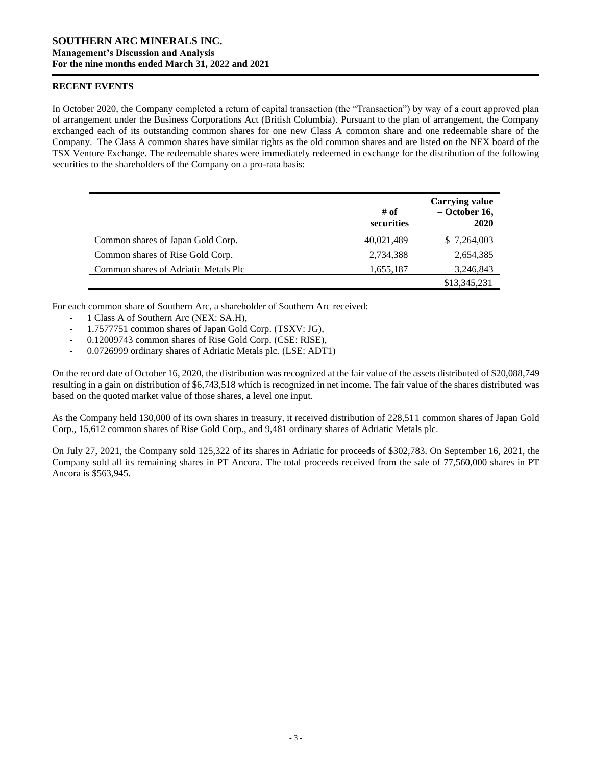## RECENT EVENTS

In October 2020, the Company completed a return of capital transaction (the "Transaction") by way of a court approved plan of arrangement under the Business Corporations Act (British Columbia). Pursuant to the plan of arrangement, the Company exchanged each of its outstanding common shares for one new Class A common share and one redeemable share of the Company. The Class A common shares have similar rights as the old common shares and are listed on the NEX board of the TSX Venture Exchange. The redeemable shares were immediately redeemed in exchange for the distribution of the following securities to the shareholders of the Company on a pro-rata basis:

| | # of securities | Carrying value – October 16, 2020 |
|---|---|---|
| Common shares of Japan Gold Corp. | 40,021,489 | $ 7,264,003 |
| Common shares of Rise Gold Corp. | 2,734,388 | 2,654,385 |
| Common shares of Adriatic Metals Plc | 1,655,187 | 3,246,843 |
| | | $13,345,231 |

For each common share of Southern Arc, a shareholder of Southern Arc received:

- 1 Class A of Southern Arc (NEX: SA.H),
- 1.7577751 common shares of Japan Gold Corp. (TSXV: JG),
- 0.12009743 common shares of Rise Gold Corp. (CSE: RISE),
- 0.0726999 ordinary shares of Adriatic Metals plc. (LSE: ADT1)

On the record date of October 16, 2020, the distribution was recognized at the fair value of the assets distributed of $20,088,749 resulting in a gain on distribution of $6,743,518 which is recognized in net income. The fair value of the shares distributed was based on the quoted market value of those shares, a level one input.

As the Company held 130,000 of its own shares in treasury, it received distribution of 228,511 common shares of Japan Gold Corp., 15,612 common shares of Rise Gold Corp., and 9,481 ordinary shares of Adriatic Metals plc.

On July 27, 2021, the Company sold 125,322 of its shares in Adriatic for proceeds of $302,783. On September 16, 2021, the Company sold all its remaining shares in PT Ancora. The total proceeds received from the sale of 77,560,000 shares in PT Ancora is $563,945.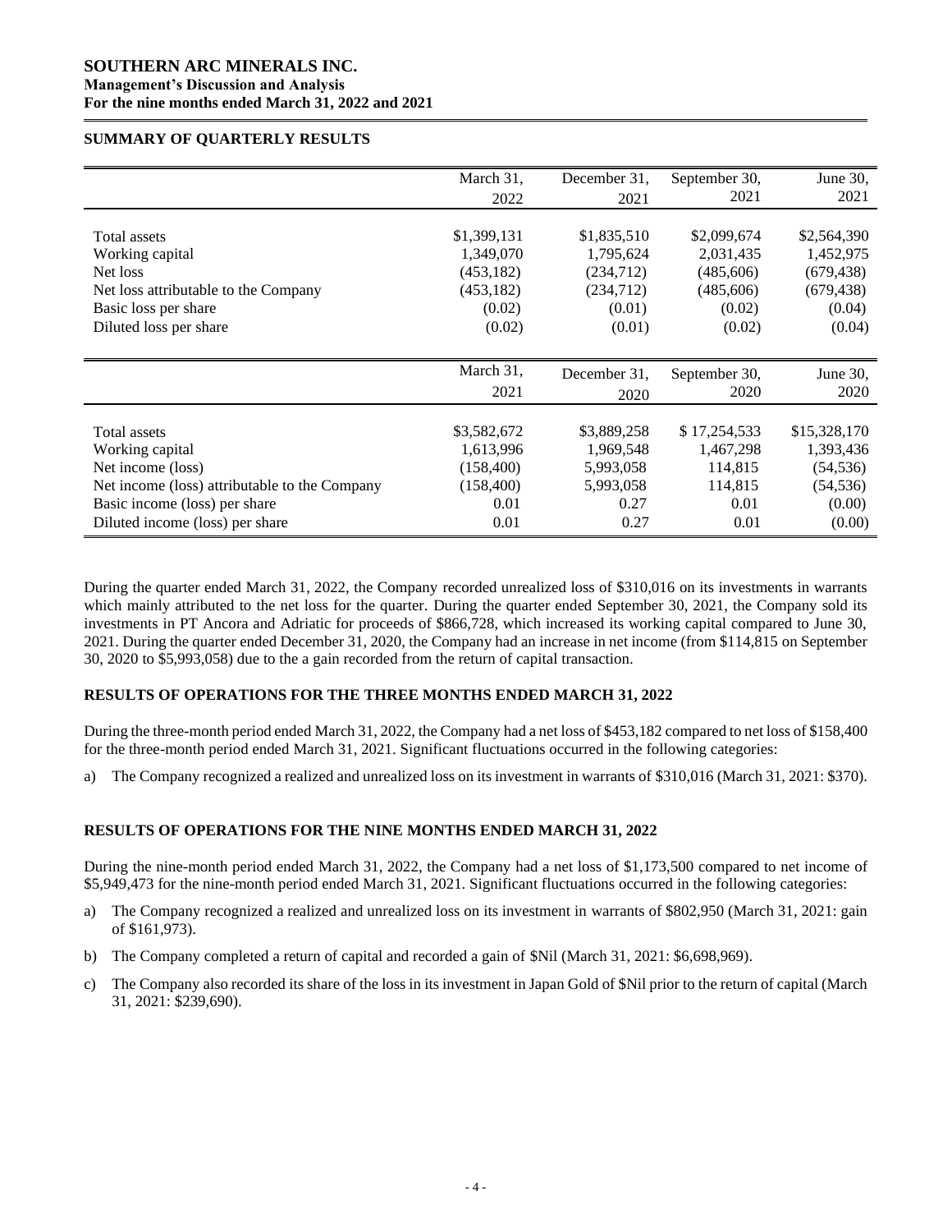## SUMMARY OF QUARTERLY RESULTS

| | March 31, 2022 | December 31, 2021 | September 30, 2021 | June 30, 2021 |
|---|---|---|---|---|
| Total assets | $1,399,131 | $1,835,510 | $2,099,674 | $2,564,390 |
| Working capital | 1,349,070 | 1,795,624 | 2,031,435 | 1,452,975 |
| Net loss | (453,182) | (234,712) | (485,606) | (679,438) |
| Net loss attributable to the Company | (453,182) | (234,712) | (485,606) | (679,438) |
| Basic loss per share | (0.02) | (0.01) | (0.02) | (0.04) |
| Diluted loss per share | (0.02) | (0.01) | (0.02) | (0.04) |

| | March 31, 2021 | December 31, 2020 | September 30, 2020 | June 30, 2020 |
|---|---|---|---|---|
| Total assets | $3,582,672 | $3,889,258 | $ 17,254,533 | $15,328,170 |
| Working capital | 1,613,996 | 1,969,548 | 1,467,298 | 1,393,436 |
| Net income (loss) | (158,400) | 5,993,058 | 114,815 | (54,536) |
| Net income (loss) attributable to the Company | (158,400) | 5,993,058 | 114,815 | (54,536) |
| Basic income (loss) per share | 0.01 | 0.27 | 0.01 | (0.00) |
| Diluted income (loss) per share | 0.01 | 0.27 | 0.01 | (0.00) |

During the quarter ended March 31, 2022, the Company recorded unrealized loss of $310,016 on its investments in warrants which mainly attributed to the net loss for the quarter. During the quarter ended September 30, 2021, the Company sold its investments in PT Ancora and Adriatic for proceeds of $866,728, which increased its working capital compared to June 30, 2021. During the quarter ended December 31, 2020, the Company had an increase in net income (from $114,815 on September 30, 2020 to $5,993,058) due to the a gain recorded from the return of capital transaction.

## RESULTS OF OPERATIONS FOR THE THREE MONTHS ENDED MARCH 31, 2022

During the three-month period ended March 31, 2022, the Company had a net loss of $453,182 compared to net loss of $158,400 for the three-month period ended March 31, 2021. Significant fluctuations occurred in the following categories:

a) The Company recognized a realized and unrealized loss on its investment in warrants of $310,016 (March 31, 2021: $370).

## RESULTS OF OPERATIONS FOR THE NINE MONTHS ENDED MARCH 31, 2022

During the nine-month period ended March 31, 2022, the Company had a net loss of $1,173,500 compared to net income of $5,949,473 for the nine-month period ended March 31, 2021. Significant fluctuations occurred in the following categories:

a) The Company recognized a realized and unrealized loss on its investment in warrants of $802,950 (March 31, 2021: gain of $161,973).

b) The Company completed a return of capital and recorded a gain of $Nil (March 31, 2021: $6,698,969).

c) The Company also recorded its share of the loss in its investment in Japan Gold of $Nil prior to the return of capital (March 31, 2021: $239,690).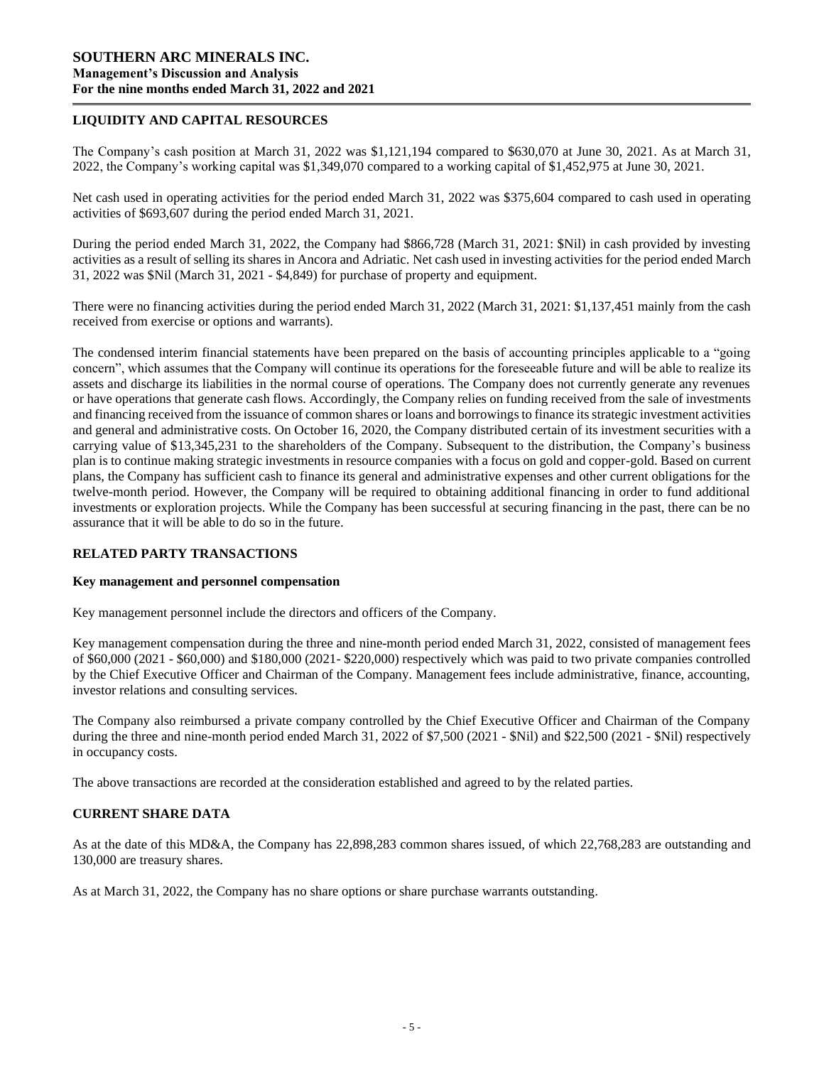## LIQUIDITY AND CAPITAL RESOURCES

The Company's cash position at March 31, 2022 was $1,121,194 compared to $630,070 at June 30, 2021. As at March 31, 2022, the Company's working capital was $1,349,070 compared to a working capital of $1,452,975 at June 30, 2021.

Net cash used in operating activities for the period ended March 31, 2022 was $375,604 compared to cash used in operating activities of $693,607 during the period ended March 31, 2021.

During the period ended March 31, 2022, the Company had $866,728 (March 31, 2021: $Nil) in cash provided by investing activities as a result of selling its shares in Ancora and Adriatic. Net cash used in investing activities for the period ended March 31, 2022 was $Nil (March 31, 2021 - $4,849) for purchase of property and equipment.

There were no financing activities during the period ended March 31, 2022 (March 31, 2021: $1,137,451 mainly from the cash received from exercise or options and warrants).

The condensed interim financial statements have been prepared on the basis of accounting principles applicable to a "going concern", which assumes that the Company will continue its operations for the foreseeable future and will be able to realize its assets and discharge its liabilities in the normal course of operations. The Company does not currently generate any revenues or have operations that generate cash flows. Accordingly, the Company relies on funding received from the sale of investments and financing received from the issuance of common shares or loans and borrowings to finance its strategic investment activities and general and administrative costs. On October 16, 2020, the Company distributed certain of its investment securities with a carrying value of $13,345,231 to the shareholders of the Company. Subsequent to the distribution, the Company's business plan is to continue making strategic investments in resource companies with a focus on gold and copper-gold. Based on current plans, the Company has sufficient cash to finance its general and administrative expenses and other current obligations for the twelve-month period. However, the Company will be required to obtaining additional financing in order to fund additional investments or exploration projects. While the Company has been successful at securing financing in the past, there can be no assurance that it will be able to do so in the future.

## RELATED PARTY TRANSACTIONS

### Key management and personnel compensation

Key management personnel include the directors and officers of the Company.

Key management compensation during the three and nine-month period ended March 31, 2022, consisted of management fees of $60,000 (2021 - $60,000) and $180,000 (2021- $220,000) respectively which was paid to two private companies controlled by the Chief Executive Officer and Chairman of the Company. Management fees include administrative, finance, accounting, investor relations and consulting services.

The Company also reimbursed a private company controlled by the Chief Executive Officer and Chairman of the Company during the three and nine-month period ended March 31, 2022 of $7,500 (2021 - $Nil) and $22,500 (2021 - $Nil) respectively in occupancy costs.

The above transactions are recorded at the consideration established and agreed to by the related parties.

## CURRENT SHARE DATA

As at the date of this MD&A, the Company has 22,898,283 common shares issued, of which 22,768,283 are outstanding and 130,000 are treasury shares.

As at March 31, 2022, the Company has no share options or share purchase warrants outstanding.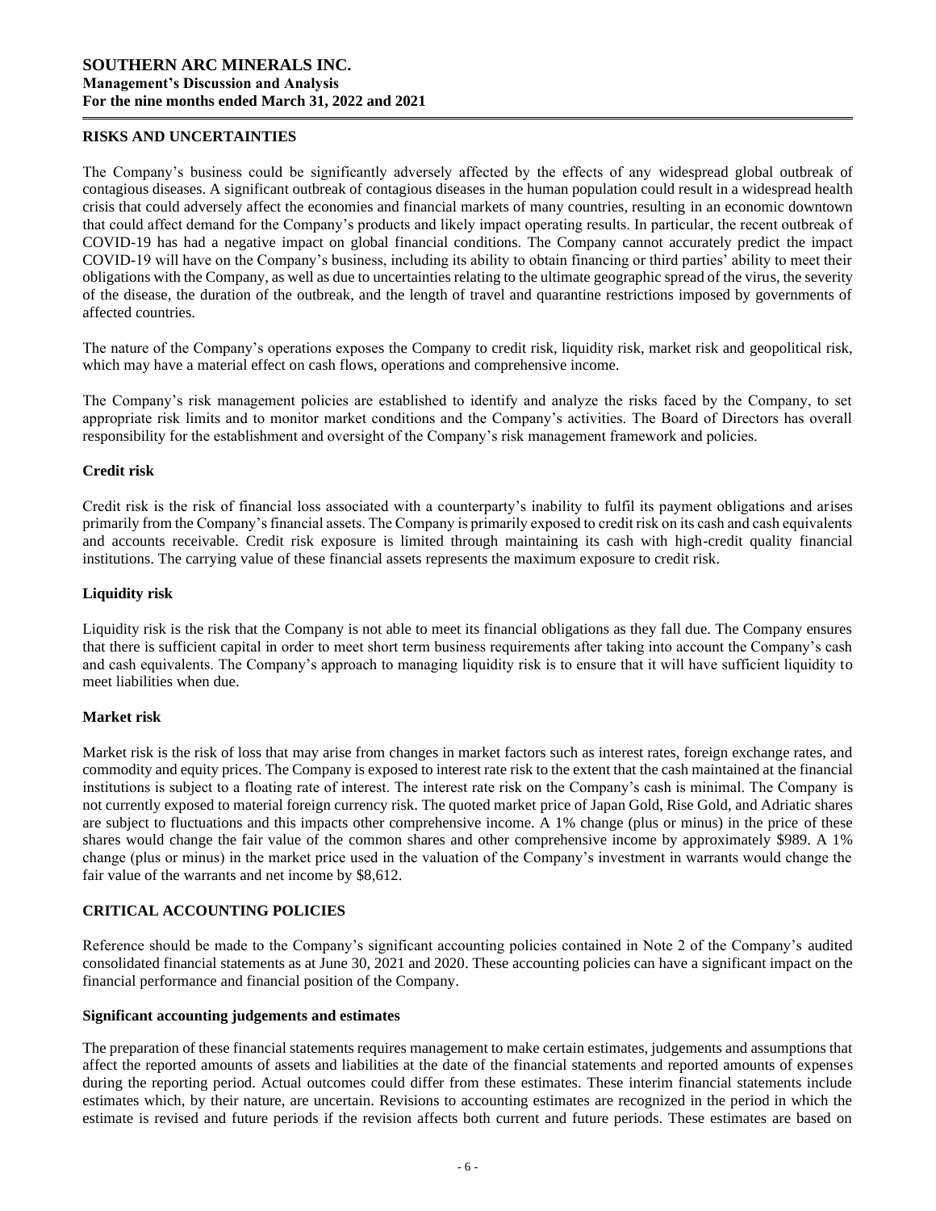## RISKS AND UNCERTAINTIES

The Company's business could be significantly adversely affected by the effects of any widespread global outbreak of contagious diseases. A significant outbreak of contagious diseases in the human population could result in a widespread health crisis that could adversely affect the economies and financial markets of many countries, resulting in an economic downtown that could affect demand for the Company's products and likely impact operating results. In particular, the recent outbreak of COVID-19 has had a negative impact on global financial conditions. The Company cannot accurately predict the impact COVID-19 will have on the Company's business, including its ability to obtain financing or third parties' ability to meet their obligations with the Company, as well as due to uncertainties relating to the ultimate geographic spread of the virus, the severity of the disease, the duration of the outbreak, and the length of travel and quarantine restrictions imposed by governments of affected countries.

The nature of the Company's operations exposes the Company to credit risk, liquidity risk, market risk and geopolitical risk, which may have a material effect on cash flows, operations and comprehensive income.

The Company's risk management policies are established to identify and analyze the risks faced by the Company, to set appropriate risk limits and to monitor market conditions and the Company's activities. The Board of Directors has overall responsibility for the establishment and oversight of the Company's risk management framework and policies.

### Credit risk

Credit risk is the risk of financial loss associated with a counterparty's inability to fulfil its payment obligations and arises primarily from the Company's financial assets. The Company is primarily exposed to credit risk on its cash and cash equivalents and accounts receivable. Credit risk exposure is limited through maintaining its cash with high-credit quality financial institutions. The carrying value of these financial assets represents the maximum exposure to credit risk.

### Liquidity risk

Liquidity risk is the risk that the Company is not able to meet its financial obligations as they fall due. The Company ensures that there is sufficient capital in order to meet short term business requirements after taking into account the Company's cash and cash equivalents. The Company's approach to managing liquidity risk is to ensure that it will have sufficient liquidity to meet liabilities when due.

### Market risk

Market risk is the risk of loss that may arise from changes in market factors such as interest rates, foreign exchange rates, and commodity and equity prices. The Company is exposed to interest rate risk to the extent that the cash maintained at the financial institutions is subject to a floating rate of interest. The interest rate risk on the Company's cash is minimal. The Company is not currently exposed to material foreign currency risk. The quoted market price of Japan Gold, Rise Gold, and Adriatic shares are subject to fluctuations and this impacts other comprehensive income. A 1% change (plus or minus) in the price of these shares would change the fair value of the common shares and other comprehensive income by approximately $989. A 1% change (plus or minus) in the market price used in the valuation of the Company's investment in warrants would change the fair value of the warrants and net income by $8,612.

## CRITICAL ACCOUNTING POLICIES

Reference should be made to the Company's significant accounting policies contained in Note 2 of the Company's audited consolidated financial statements as at June 30, 2021 and 2020. These accounting policies can have a significant impact on the financial performance and financial position of the Company.

### Significant accounting judgements and estimates

The preparation of these financial statements requires management to make certain estimates, judgements and assumptions that affect the reported amounts of assets and liabilities at the date of the financial statements and reported amounts of expenses during the reporting period. Actual outcomes could differ from these estimates. These interim financial statements include estimates which, by their nature, are uncertain. Revisions to accounting estimates are recognized in the period in which the estimate is revised and future periods if the revision affects both current and future periods. These estimates are based on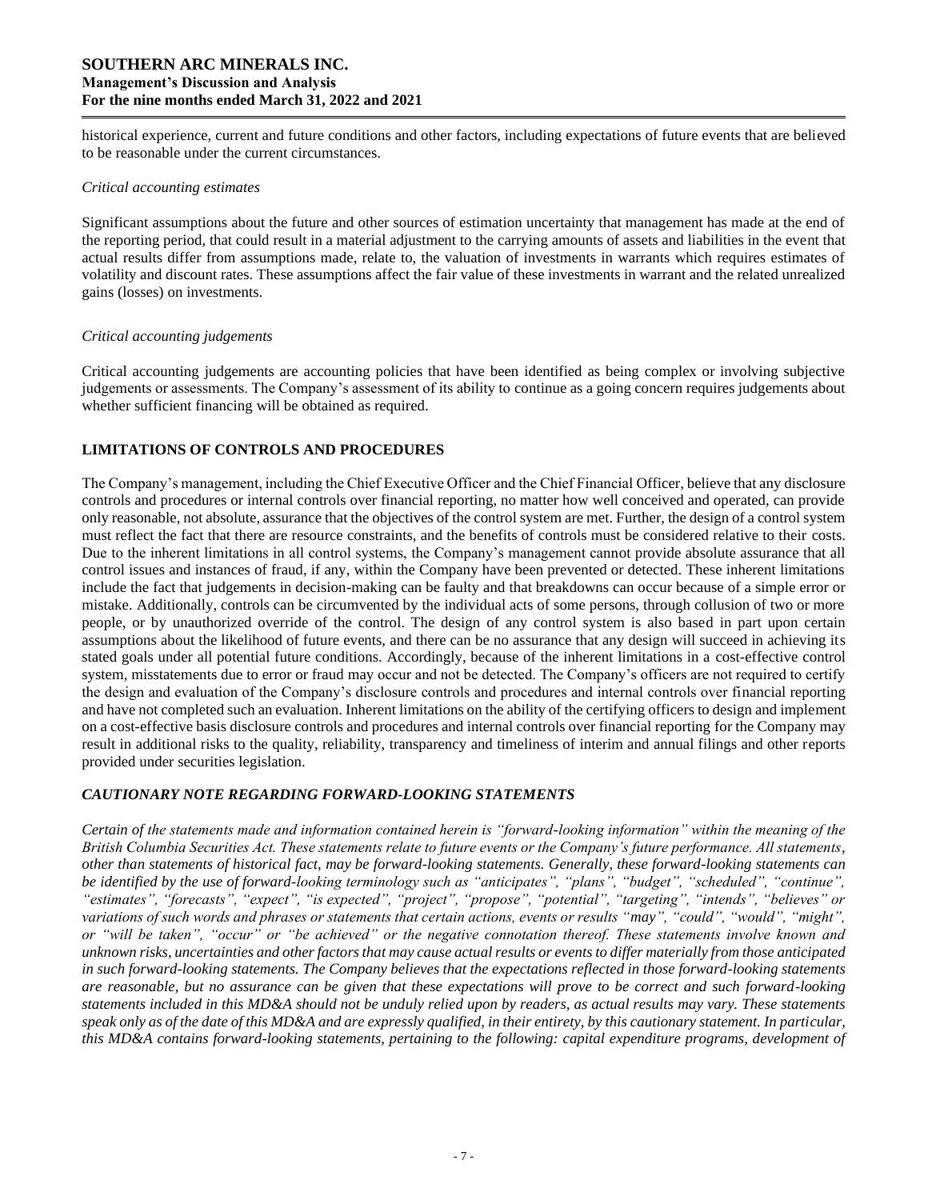historical experience, current and future conditions and other factors, including expectations of future events that are believed to be reasonable under the current circumstances.

*Critical accounting estimates*

Significant assumptions about the future and other sources of estimation uncertainty that management has made at the end of the reporting period, that could result in a material adjustment to the carrying amounts of assets and liabilities in the event that actual results differ from assumptions made, relate to, the valuation of investments in warrants which requires estimates of volatility and discount rates. These assumptions affect the fair value of these investments in warrant and the related unrealized gains (losses) on investments.

*Critical accounting judgements*

Critical accounting judgements are accounting policies that have been identified as being complex or involving subjective judgements or assessments. The Company's assessment of its ability to continue as a going concern requires judgements about whether sufficient financing will be obtained as required.

## LIMITATIONS OF CONTROLS AND PROCEDURES

The Company's management, including the Chief Executive Officer and the Chief Financial Officer, believe that any disclosure controls and procedures or internal controls over financial reporting, no matter how well conceived and operated, can provide only reasonable, not absolute, assurance that the objectives of the control system are met. Further, the design of a control system must reflect the fact that there are resource constraints, and the benefits of controls must be considered relative to their costs. Due to the inherent limitations in all control systems, the Company's management cannot provide absolute assurance that all control issues and instances of fraud, if any, within the Company have been prevented or detected. These inherent limitations include the fact that judgements in decision-making can be faulty and that breakdowns can occur because of a simple error or mistake. Additionally, controls can be circumvented by the individual acts of some persons, through collusion of two or more people, or by unauthorized override of the control. The design of any control system is also based in part upon certain assumptions about the likelihood of future events, and there can be no assurance that any design will succeed in achieving its stated goals under all potential future conditions. Accordingly, because of the inherent limitations in a cost-effective control system, misstatements due to error or fraud may occur and not be detected. The Company's officers are not required to certify the design and evaluation of the Company's disclosure controls and procedures and internal controls over financial reporting and have not completed such an evaluation. Inherent limitations on the ability of the certifying officers to design and implement on a cost-effective basis disclosure controls and procedures and internal controls over financial reporting for the Company may result in additional risks to the quality, reliability, transparency and timeliness of interim and annual filings and other reports provided under securities legislation.

## *CAUTIONARY NOTE REGARDING FORWARD-LOOKING STATEMENTS*

*Certain of the statements made and information contained herein is "forward-looking information" within the meaning of the British Columbia Securities Act. These statements relate to future events or the Company's future performance. All statements, other than statements of historical fact, may be forward-looking statements. Generally, these forward-looking statements can be identified by the use of forward-looking terminology such as "anticipates", "plans", "budget", "scheduled", "continue", "estimates", "forecasts", "expect", "is expected", "project", "propose", "potential", "targeting", "intends", "believes" or variations of such words and phrases or statements that certain actions, events or results "may", "could", "would", "might", or "will be taken", "occur" or "be achieved" or the negative connotation thereof. These statements involve known and unknown risks, uncertainties and other factors that may cause actual results or events to differ materially from those anticipated in such forward-looking statements. The Company believes that the expectations reflected in those forward-looking statements are reasonable, but no assurance can be given that these expectations will prove to be correct and such forward-looking statements included in this MD&A should not be unduly relied upon by readers, as actual results may vary. These statements speak only as of the date of this MD&A and are expressly qualified, in their entirety, by this cautionary statement. In particular, this MD&A contains forward-looking statements, pertaining to the following: capital expenditure programs, development of*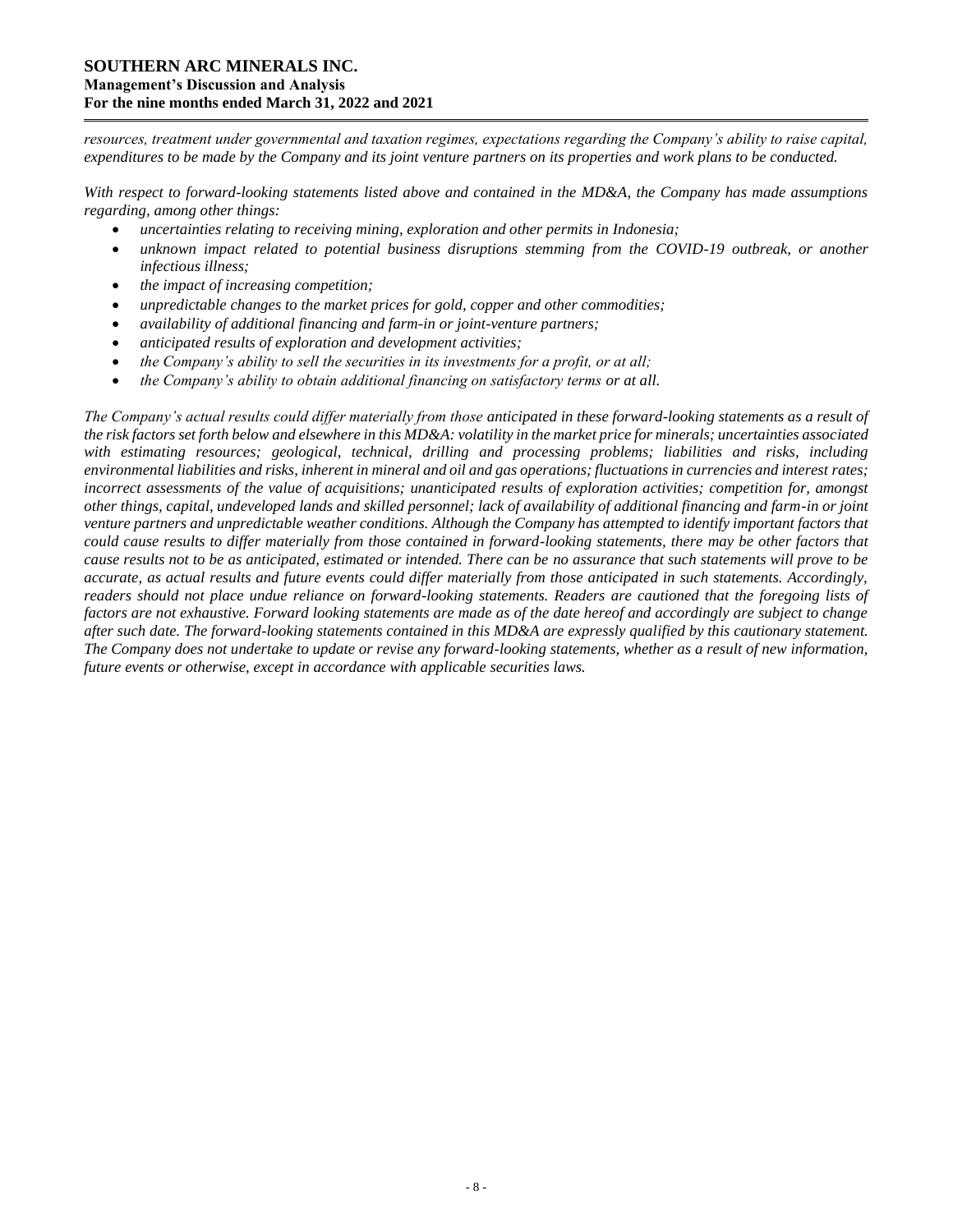*resources, treatment under governmental and taxation regimes, expectations regarding the Company's ability to raise capital, expenditures to be made by the Company and its joint venture partners on its properties and work plans to be conducted.*

*With respect to forward-looking statements listed above and contained in the MD&A, the Company has made assumptions regarding, among other things:*

- *uncertainties relating to receiving mining, exploration and other permits in Indonesia;*
- *unknown impact related to potential business disruptions stemming from the COVID-19 outbreak, or another infectious illness;*
- *the impact of increasing competition;*
- *unpredictable changes to the market prices for gold, copper and other commodities;*
- *availability of additional financing and farm-in or joint-venture partners;*
- *anticipated results of exploration and development activities;*
- *the Company's ability to sell the securities in its investments for a profit, or at all;*
- *the Company's ability to obtain additional financing on satisfactory terms or at all.*

*The Company's actual results could differ materially from those anticipated in these forward-looking statements as a result of the risk factors set forth below and elsewhere in this MD&A: volatility in the market price for minerals; uncertainties associated with estimating resources; geological, technical, drilling and processing problems; liabilities and risks, including environmental liabilities and risks, inherent in mineral and oil and gas operations; fluctuations in currencies and interest rates; incorrect assessments of the value of acquisitions; unanticipated results of exploration activities; competition for, amongst other things, capital, undeveloped lands and skilled personnel; lack of availability of additional financing and farm-in or joint venture partners and unpredictable weather conditions. Although the Company has attempted to identify important factors that could cause results to differ materially from those contained in forward-looking statements, there may be other factors that cause results not to be as anticipated, estimated or intended. There can be no assurance that such statements will prove to be accurate, as actual results and future events could differ materially from those anticipated in such statements. Accordingly, readers should not place undue reliance on forward-looking statements. Readers are cautioned that the foregoing lists of factors are not exhaustive. Forward looking statements are made as of the date hereof and accordingly are subject to change after such date. The forward-looking statements contained in this MD&A are expressly qualified by this cautionary statement. The Company does not undertake to update or revise any forward-looking statements, whether as a result of new information, future events or otherwise, except in accordance with applicable securities laws.*